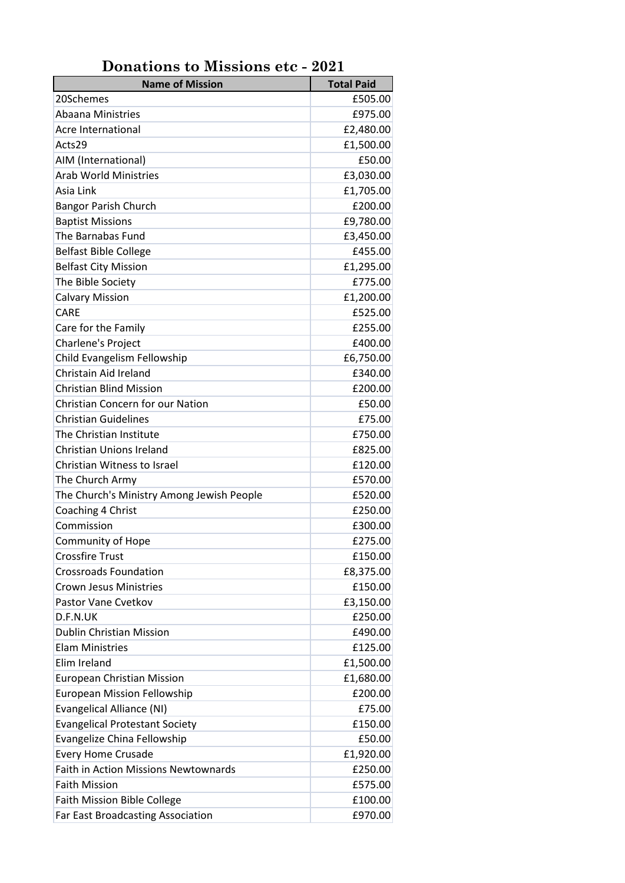# Donations to Missions etc - 2021

| Name of Mission | Total Paid |
|---|---|
| 20Schemes | £505.00 |
| Abaana Ministries | £975.00 |
| Acre International | £2,480.00 |
| Acts29 | £1,500.00 |
| AIM (International) | £50.00 |
| Arab World Ministries | £3,030.00 |
| Asia Link | £1,705.00 |
| Bangor Parish Church | £200.00 |
| Baptist Missions | £9,780.00 |
| The Barnabas Fund | £3,450.00 |
| Belfast Bible College | £455.00 |
| Belfast City Mission | £1,295.00 |
| The Bible Society | £775.00 |
| Calvary Mission | £1,200.00 |
| CARE | £525.00 |
| Care for the Family | £255.00 |
| Charlene's Project | £400.00 |
| Child Evangelism Fellowship | £6,750.00 |
| Christain Aid Ireland | £340.00 |
| Christian Blind Mission | £200.00 |
| Christian Concern for our Nation | £50.00 |
| Christian Guidelines | £75.00 |
| The Christian Institute | £750.00 |
| Christian Unions Ireland | £825.00 |
| Christian Witness to Israel | £120.00 |
| The Church Army | £570.00 |
| The Church's Ministry Among Jewish People | £520.00 |
| Coaching 4 Christ | £250.00 |
| Commission | £300.00 |
| Community of Hope | £275.00 |
| Crossfire Trust | £150.00 |
| Crossroads Foundation | £8,375.00 |
| Crown Jesus Ministries | £150.00 |
| Pastor Vane Cvetkov | £3,150.00 |
| D.F.N.UK | £250.00 |
| Dublin Christian Mission | £490.00 |
| Elam Ministries | £125.00 |
| Elim Ireland | £1,500.00 |
| European Christian Mission | £1,680.00 |
| European Mission Fellowship | £200.00 |
| Evangelical Alliance (NI) | £75.00 |
| Evangelical Protestant Society | £150.00 |
| Evangelize China Fellowship | £50.00 |
| Every Home Crusade | £1,920.00 |
| Faith in Action Missions Newtownards | £250.00 |
| Faith Mission | £575.00 |
| Faith Mission Bible College | £100.00 |
| Far East Broadcasting Association | £970.00 |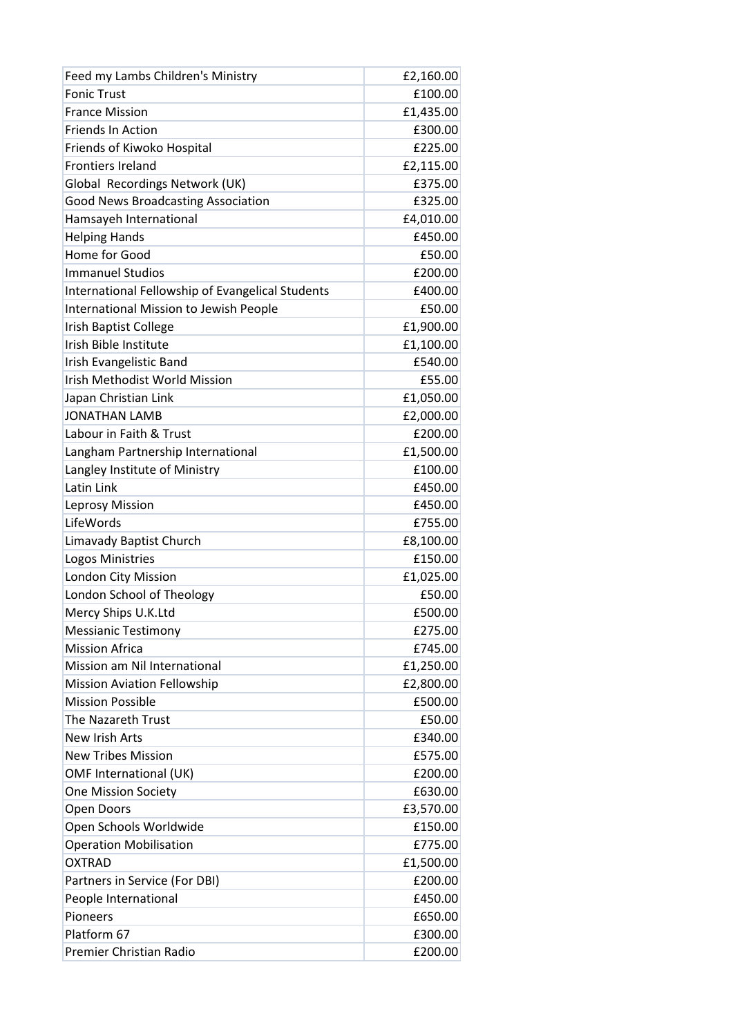| | |
|---|---|
| Feed my Lambs Children's Ministry | £2,160.00 |
| Fonic Trust | £100.00 |
| France Mission | £1,435.00 |
| Friends In Action | £300.00 |
| Friends of Kiwoko Hospital | £225.00 |
| Frontiers Ireland | £2,115.00 |
| Global  Recordings Network (UK) | £375.00 |
| Good News Broadcasting Association | £325.00 |
| Hamsayeh International | £4,010.00 |
| Helping Hands | £450.00 |
| Home for Good | £50.00 |
| Immanuel Studios | £200.00 |
| International Fellowship of Evangelical Students | £400.00 |
| International Mission to Jewish People | £50.00 |
| Irish Baptist College | £1,900.00 |
| Irish Bible Institute | £1,100.00 |
| Irish Evangelistic Band | £540.00 |
| Irish Methodist World Mission | £55.00 |
| Japan Christian Link | £1,050.00 |
| JONATHAN LAMB | £2,000.00 |
| Labour in Faith & Trust | £200.00 |
| Langham Partnership International | £1,500.00 |
| Langley Institute of Ministry | £100.00 |
| Latin Link | £450.00 |
| Leprosy Mission | £450.00 |
| LifeWords | £755.00 |
| Limavady Baptist Church | £8,100.00 |
| Logos Ministries | £150.00 |
| London City Mission | £1,025.00 |
| London School of Theology | £50.00 |
| Mercy Ships U.K.Ltd | £500.00 |
| Messianic Testimony | £275.00 |
| Mission Africa | £745.00 |
| Mission am Nil International | £1,250.00 |
| Mission Aviation Fellowship | £2,800.00 |
| Mission Possible | £500.00 |
| The Nazareth Trust | £50.00 |
| New Irish Arts | £340.00 |
| New Tribes Mission | £575.00 |
| OMF International (UK) | £200.00 |
| One Mission Society | £630.00 |
| Open Doors | £3,570.00 |
| Open Schools Worldwide | £150.00 |
| Operation Mobilisation | £775.00 |
| OXTRAD | £1,500.00 |
| Partners in Service (For DBI) | £200.00 |
| People International | £450.00 |
| Pioneers | £650.00 |
| Platform 67 | £300.00 |
| Premier Christian Radio | £200.00 |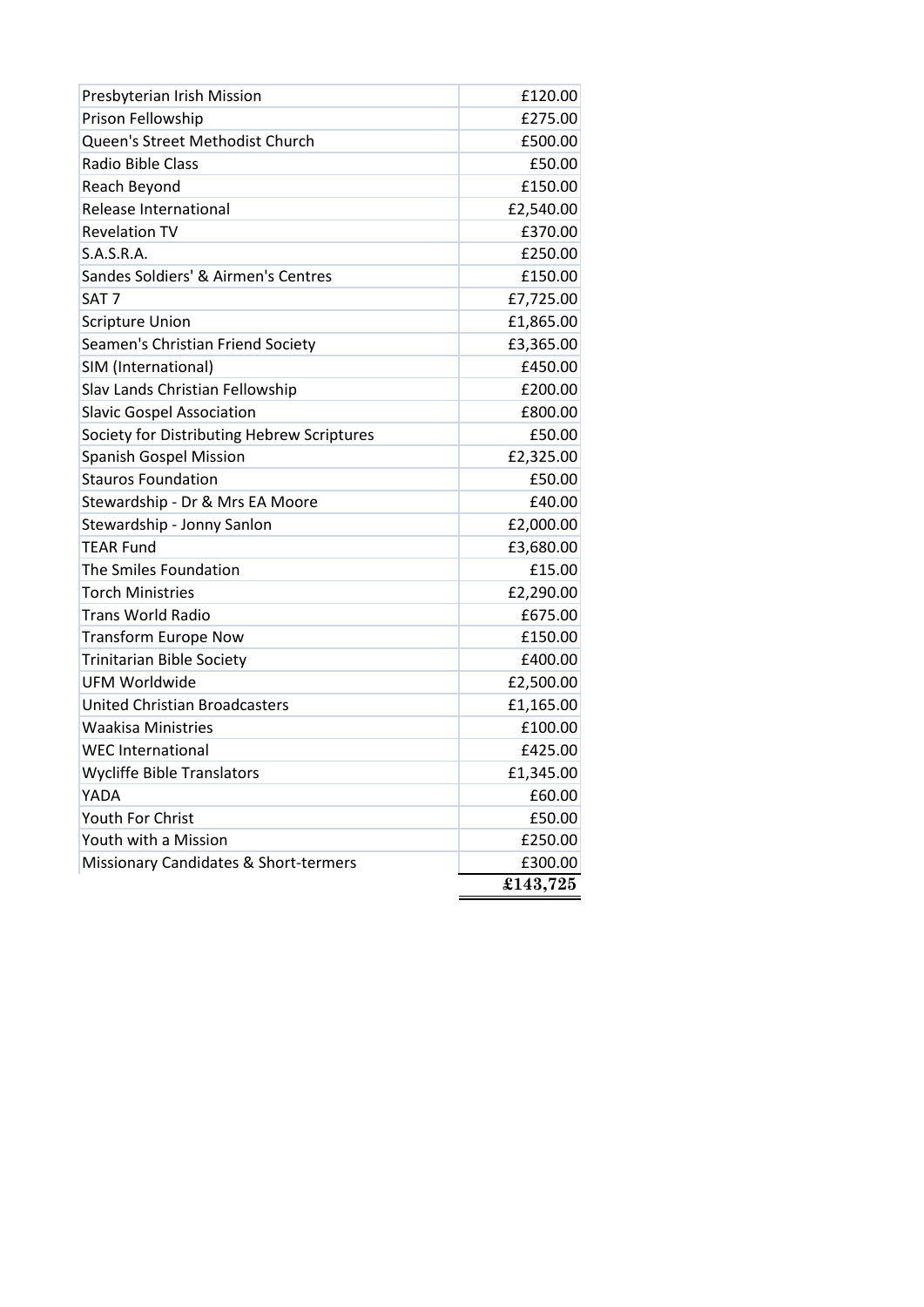| | |
|---|---|
| Presbyterian Irish Mission | £120.00 |
| Prison Fellowship | £275.00 |
| Queen's Street Methodist Church | £500.00 |
| Radio Bible Class | £50.00 |
| Reach Beyond | £150.00 |
| Release International | £2,540.00 |
| Revelation TV | £370.00 |
| S.A.S.R.A. | £250.00 |
| Sandes Soldiers' & Airmen's Centres | £150.00 |
| SAT 7 | £7,725.00 |
| Scripture Union | £1,865.00 |
| Seamen's Christian Friend Society | £3,365.00 |
| SIM (International) | £450.00 |
| Slav Lands Christian Fellowship | £200.00 |
| Slavic Gospel Association | £800.00 |
| Society for Distributing Hebrew Scriptures | £50.00 |
| Spanish Gospel Mission | £2,325.00 |
| Stauros Foundation | £50.00 |
| Stewardship - Dr & Mrs EA Moore | £40.00 |
| Stewardship - Jonny Sanlon | £2,000.00 |
| TEAR Fund | £3,680.00 |
| The Smiles Foundation | £15.00 |
| Torch Ministries | £2,290.00 |
| Trans World Radio | £675.00 |
| Transform Europe Now | £150.00 |
| Trinitarian Bible Society | £400.00 |
| UFM Worldwide | £2,500.00 |
| United Christian Broadcasters | £1,165.00 |
| Waakisa Ministries | £100.00 |
| WEC International | £425.00 |
| Wycliffe Bible Translators | £1,345.00 |
| YADA | £60.00 |
| Youth For Christ | £50.00 |
| Youth with a Mission | £250.00 |
| Missionary Candidates & Short-termers | £300.00 |
| | **£143,725** |